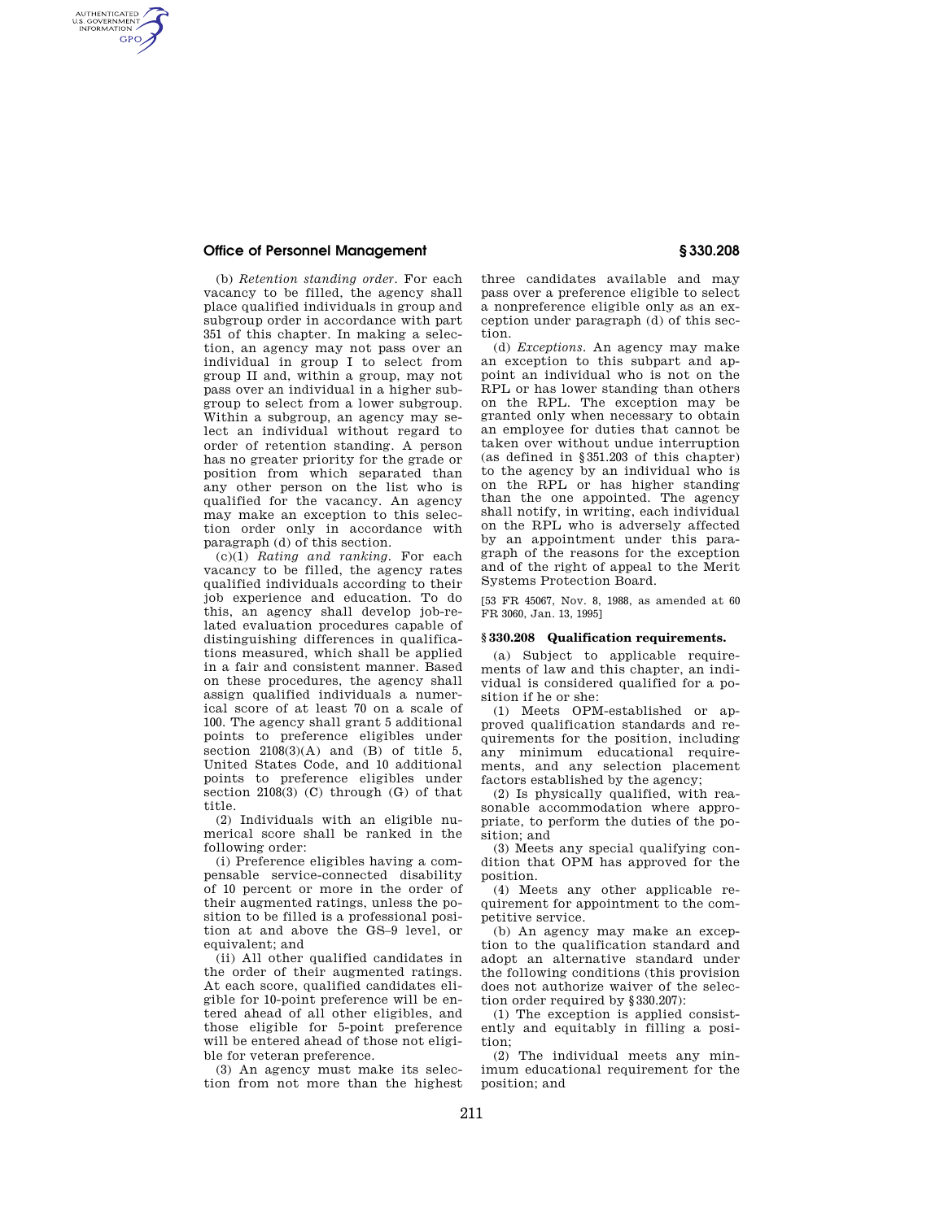(b) *Retention standing order.* For each vacancy to be filled, the agency shall place qualified individuals in group and subgroup order in accordance with part 351 of this chapter. In making a selection, an agency may not pass over an individual in group I to select from group II and, within a group, may not pass over an individual in a higher subgroup to select from a lower subgroup. Within a subgroup, an agency may select an individual without regard to order of retention standing. A person has no greater priority for the grade or position from which separated than any other person on the list who is qualified for the vacancy. An agency may make an exception to this selection order only in accordance with paragraph (d) of this section.

(c)(1) *Rating and ranking.* For each vacancy to be filled, the agency rates qualified individuals according to their job experience and education. To do this, an agency shall develop job-related evaluation procedures capable of distinguishing differences in qualifications measured, which shall be applied in a fair and consistent manner. Based on these procedures, the agency shall assign qualified individuals a numerical score of at least 70 on a scale of 100. The agency shall grant 5 additional points to preference eligibles under section 2108(3)(A) and (B) of title 5, United States Code, and 10 additional points to preference eligibles under section 2108(3) (C) through (G) of that title.

(2) Individuals with an eligible numerical score shall be ranked in the following order:

(i) Preference eligibles having a compensable service-connected disability of 10 percent or more in the order of their augmented ratings, unless the position to be filled is a professional position at and above the GS–9 level, or equivalent; and

(ii) All other qualified candidates in the order of their augmented ratings. At each score, qualified candidates eligible for 10-point preference will be entered ahead of all other eligibles, and those eligible for 5-point preference will be entered ahead of those not eligible for veteran preference.

(3) An agency must make its selection from not more than the highest three candidates available and may pass over a preference eligible to select a nonpreference eligible only as an exception under paragraph (d) of this section.

(d) *Exceptions.* An agency may make an exception to this subpart and appoint an individual who is not on the RPL or has lower standing than others on the RPL. The exception may be granted only when necessary to obtain an employee for duties that cannot be taken over without undue interruption (as defined in §351.203 of this chapter) to the agency by an individual who is on the RPL or has higher standing than the one appointed. The agency shall notify, in writing, each individual on the RPL who is adversely affected by an appointment under this paragraph of the reasons for the exception and of the right of appeal to the Merit Systems Protection Board.

[53 FR 45067, Nov. 8, 1988, as amended at 60 FR 3060, Jan. 13, 1995]

### §330.208 Qualification requirements.

(a) Subject to applicable requirements of law and this chapter, an individual is considered qualified for a position if he or she:

(1) Meets OPM-established or approved qualification standards and requirements for the position, including any minimum educational requirements, and any selection placement factors established by the agency;

(2) Is physically qualified, with reasonable accommodation where appropriate, to perform the duties of the position; and

(3) Meets any special qualifying condition that OPM has approved for the position.

(4) Meets any other applicable requirement for appointment to the competitive service.

(b) An agency may make an exception to the qualification standard and adopt an alternative standard under the following conditions (this provision does not authorize waiver of the selection order required by §330.207):

(1) The exception is applied consistently and equitably in filling a position;

(2) The individual meets any minimum educational requirement for the position; and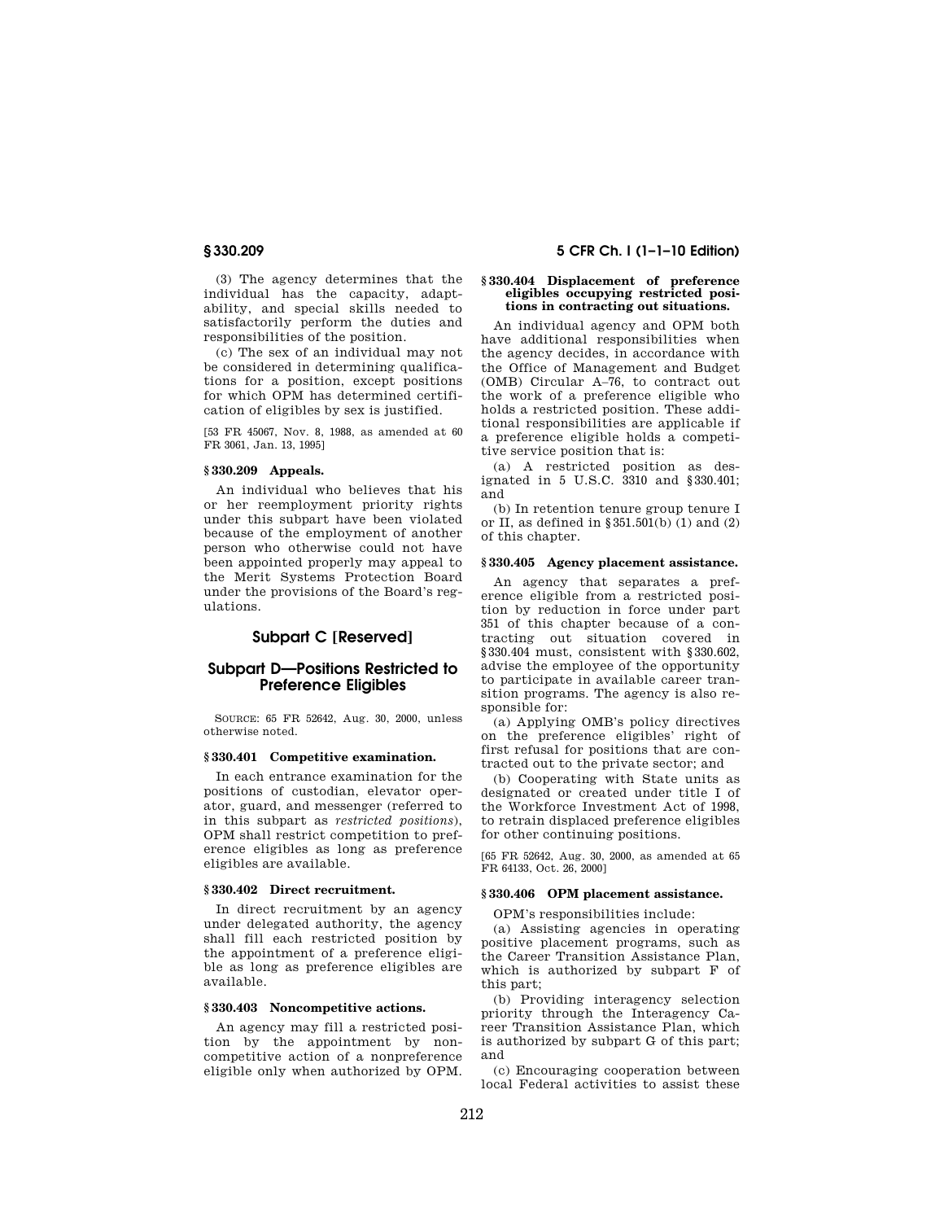(3) The agency determines that the individual has the capacity, adaptability, and special skills needed to satisfactorily perform the duties and responsibilities of the position.

(c) The sex of an individual may not be considered in determining qualifications for a position, except positions for which OPM has determined certification of eligibles by sex is justified.

[53 FR 45067, Nov. 8, 1988, as amended at 60 FR 3061, Jan. 13, 1995]

### § 330.209 Appeals.

An individual who believes that his or her reemployment priority rights under this subpart have been violated because of the employment of another person who otherwise could not have been appointed properly may appeal to the Merit Systems Protection Board under the provisions of the Board's regulations.

## Subpart C [Reserved]

## Subpart D—Positions Restricted to Preference Eligibles

SOURCE: 65 FR 52642, Aug. 30, 2000, unless otherwise noted.

### § 330.401 Competitive examination.

In each entrance examination for the positions of custodian, elevator operator, guard, and messenger (referred to in this subpart as *restricted positions*), OPM shall restrict competition to preference eligibles as long as preference eligibles are available.

### § 330.402 Direct recruitment.

In direct recruitment by an agency under delegated authority, the agency shall fill each restricted position by the appointment of a preference eligible as long as preference eligibles are available.

### § 330.403 Noncompetitive actions.

An agency may fill a restricted position by the appointment by noncompetitive action of a nonpreference eligible only when authorized by OPM.

### § 330.404 Displacement of preference eligibles occupying restricted positions in contracting out situations.

An individual agency and OPM both have additional responsibilities when the agency decides, in accordance with the Office of Management and Budget (OMB) Circular A–76, to contract out the work of a preference eligible who holds a restricted position. These additional responsibilities are applicable if a preference eligible holds a competitive service position that is:

(a) A restricted position as designated in 5 U.S.C. 3310 and § 330.401; and

(b) In retention tenure group tenure I or II, as defined in § 351.501(b) (1) and (2) of this chapter.

### § 330.405 Agency placement assistance.

An agency that separates a preference eligible from a restricted position by reduction in force under part 351 of this chapter because of a contracting out situation covered in § 330.404 must, consistent with § 330.602, advise the employee of the opportunity to participate in available career transition programs. The agency is also responsible for:

(a) Applying OMB's policy directives on the preference eligibles' right of first refusal for positions that are contracted out to the private sector; and

(b) Cooperating with State units as designated or created under title I of the Workforce Investment Act of 1998, to retrain displaced preference eligibles for other continuing positions.

[65 FR 52642, Aug. 30, 2000, as amended at 65 FR 64133, Oct. 26, 2000]

### § 330.406 OPM placement assistance.

OPM's responsibilities include:

(a) Assisting agencies in operating positive placement programs, such as the Career Transition Assistance Plan, which is authorized by subpart F of this part;

(b) Providing interagency selection priority through the Interagency Career Transition Assistance Plan, which is authorized by subpart G of this part; and

(c) Encouraging cooperation between local Federal activities to assist these